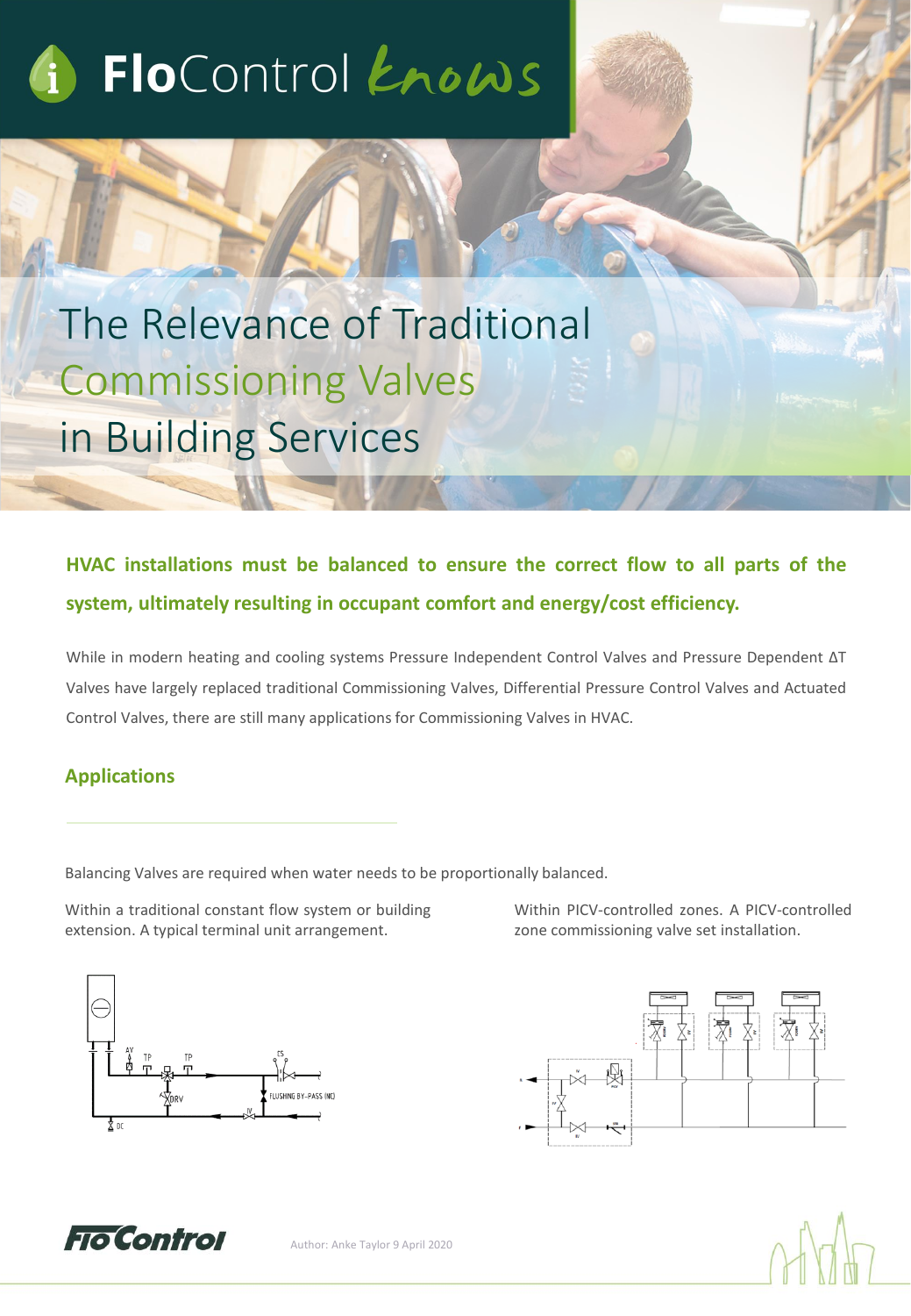# FloControl knows

# The Relevance of Traditional Commissioning Valves in Building Services

**HVAC installations must be balanced to ensure the correct flow to all parts of the system, ultimately resulting in occupant comfort and energy/cost efficiency.**

While in modern heating and cooling systems Pressure Independent Control Valves and Pressure Dependent ΔT Valves have largely replaced traditional Commissioning Valves, Differential Pressure Control Valves and Actuated Control Valves, there are still many applications for Commissioning Valves in HVAC.

## Applications

Balancing Valves are required when water needs to be proportionally balanced.

Within a traditional constant flow system or building extension. A typical terminal unit arrangement.

Within PICV-controlled zones. A PICV-controlled zone commissioning valve set installation.

Author: Anke Taylor 9 April 2020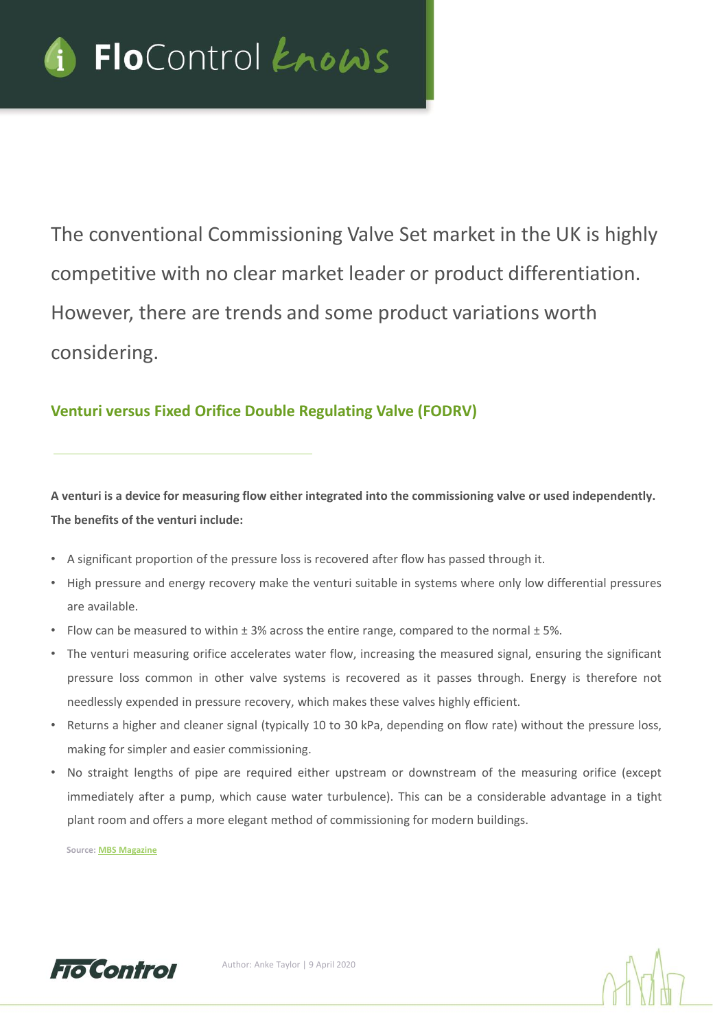The conventional Commissioning Valve Set market in the UK is highly competitive with no clear market leader or product differentiation. However, there are trends and some product variations worth considering.

## Venturi versus Fixed Orifice Double Regulating Valve (FODRV)

**A venturi is a device for measuring flow either integrated into the commissioning valve or used independently. The benefits of the venturi include:**

- A significant proportion of the pressure loss is recovered after flow has passed through it.
- High pressure and energy recovery make the venturi suitable in systems where only low differential pressures are available.
- Flow can be measured to within ± 3% across the entire range, compared to the normal ± 5%.
- The venturi measuring orifice accelerates water flow, increasing the measured signal, ensuring the significant pressure loss common in other valve systems is recovered as it passes through. Energy is therefore not needlessly expended in pressure recovery, which makes these valves highly efficient.
- Returns a higher and cleaner signal (typically 10 to 30 kPa, depending on flow rate) without the pressure loss, making for simpler and easier commissioning.
- No straight lengths of pipe are required either upstream or downstream of the measuring orifice (except immediately after a pump, which cause water turbulence). This can be a considerable advantage in a tight plant room and offers a more elegant method of commissioning for modern buildings.

Source: MBS Magazine

Author: Anke Taylor | 9 April 2020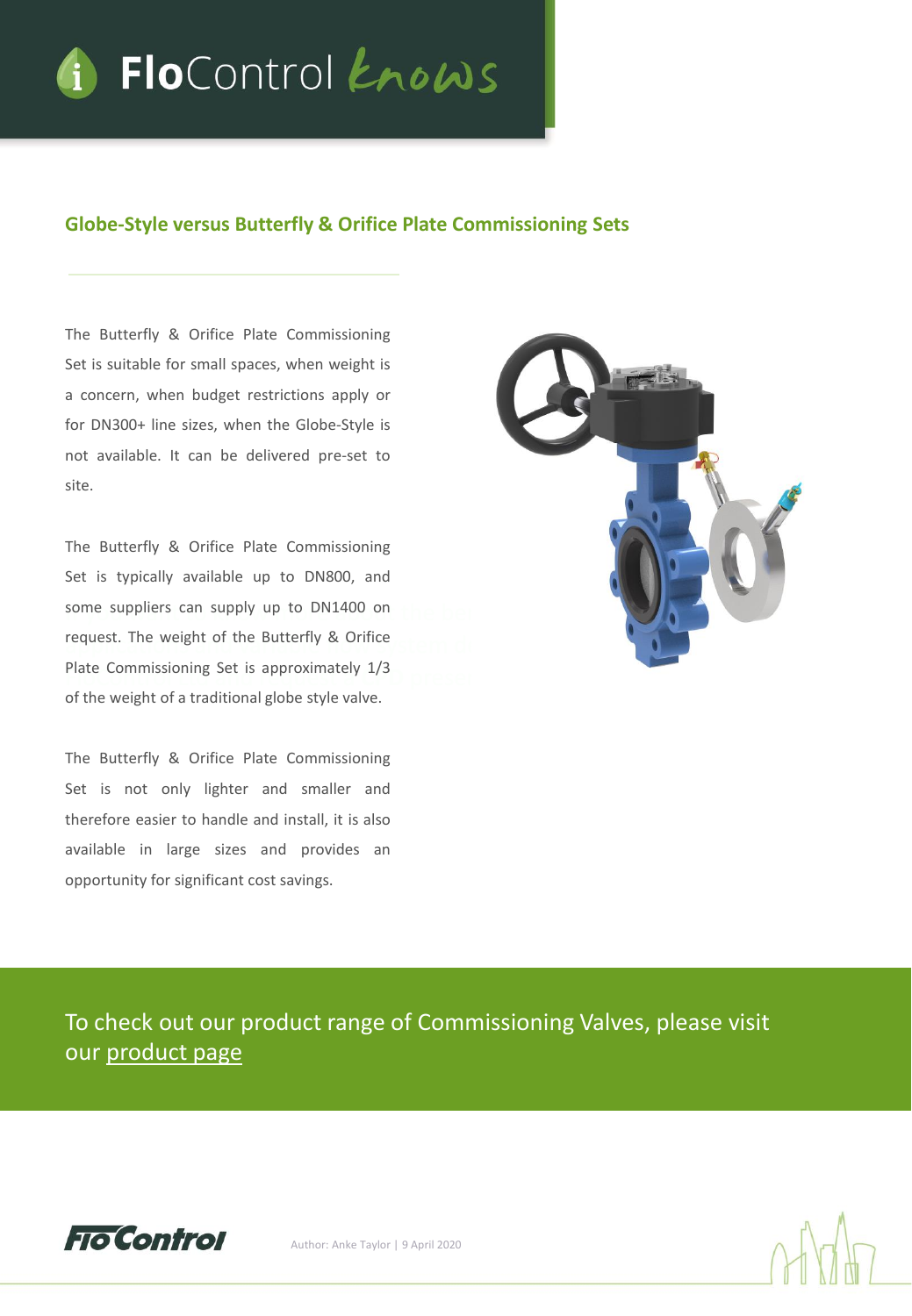## Globe-Style versus Butterfly & Orifice Plate Commissioning Sets

The Butterfly & Orifice Plate Commissioning Set is suitable for small spaces, when weight is a concern, when budget restrictions apply or for DN300+ line sizes, when the Globe-Style is not available. It can be delivered pre-set to site.

The Butterfly & Orifice Plate Commissioning Set is typically available up to DN800, and some suppliers can supply up to DN1400 on request. The weight of the Butterfly & Orifice Plate Commissioning Set is approximately 1/3 of the weight of a traditional globe style valve.

The Butterfly & Orifice Plate Commissioning Set is not only lighter and smaller and therefore easier to handle and install, it is also available in large sizes and provides an opportunity for significant cost savings.

To check out our product range of Commissioning Valves, please visit our product page

Author: Anke Taylor | 9 April 2020